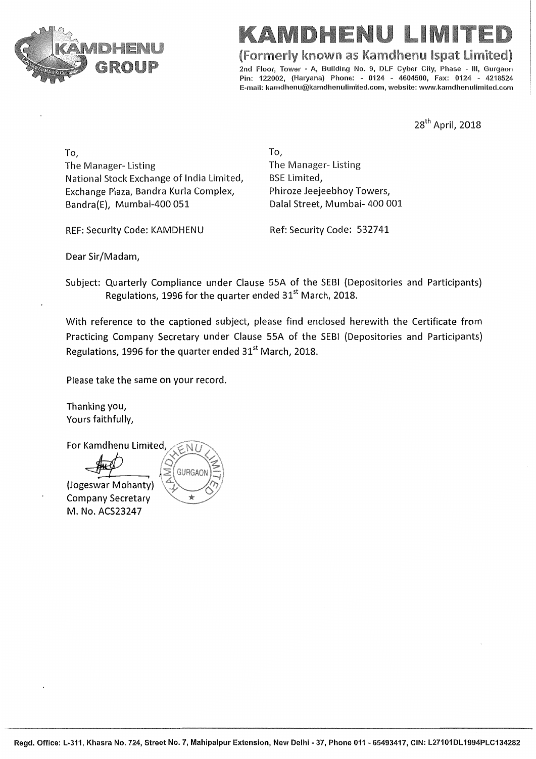# KAMDHENU LIMITED

**(Formerly known as Kamdhenu Ispat Limited)**

2nd Floor, Tower - A, Building No. 9, DLF Cyber City, Phase - III, Gurgaon
Pin: 122002, (Haryana) Phone: - 0124 - 4604500, Fax: 0124 - 4218524
E-mail: kamdhenu@kamdhenulimited.com, website: www.kamdhenulimited.com

28th April, 2018

To,
The Manager- Listing
National Stock Exchange of India Limited,
Exchange Plaza, Bandra Kurla Complex,
Bandra(E), Mumbai-400 051

REF: Security Code: KAMDHENU

To,
The Manager- Listing
BSE Limited,
Phiroze Jeejeebhoy Towers,
Dalal Street, Mumbai- 400 001

Ref: Security Code: 532741

Dear Sir/Madam,

Subject: Quarterly Compliance under Clause 55A of the SEBI (Depositories and Participants) Regulations, 1996 for the quarter ended 31st March, 2018.

With reference to the captioned subject, please find enclosed herewith the Certificate from Practicing Company Secretary under Clause 55A of the SEBI (Depositories and Participants) Regulations, 1996 for the quarter ended 31st March, 2018.

Please take the same on your record.

Thanking you,
Yours faithfully,

For Kamdhenu Limited,

(Jogeswar Mohanty)
Company Secretary
M. No. ACS23247

Regd. Office: L-311, Khasra No. 724, Street No. 7, Mahipalpur Extension, New Delhi - 37, Phone 011 - 65493417, CIN: L27101DL1994PLC134282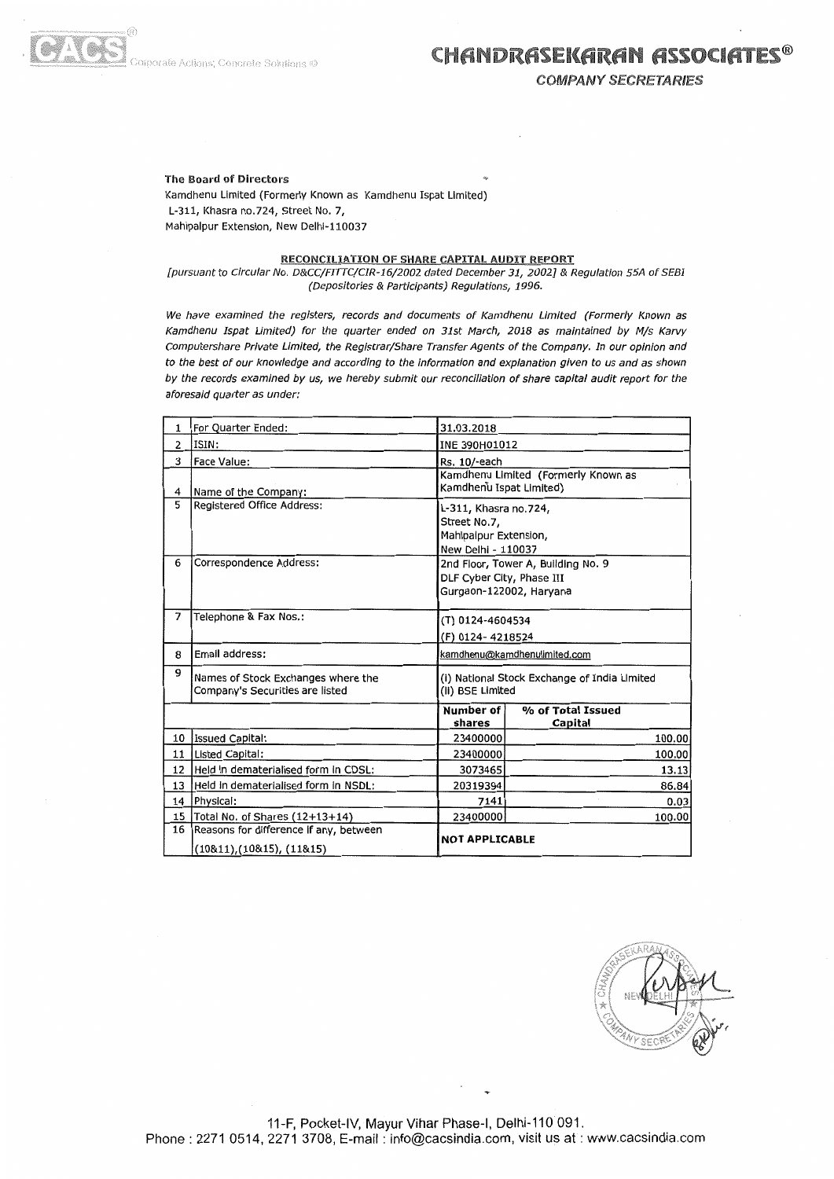**The Board of Directors**
Kamdhenu Limited (Formerly Known as Kamdhenu Ispat Limited)
L-311, Khasra no.724, Street No. 7,
Mahipalpur Extension, New Delhi-110037

**RECONCILIATION OF SHARE CAPITAL AUDIT REPORT**

*[pursuant to Circular No. D&CC/FITTC/CIR-16/2002 dated December 31, 2002] & Regulation 55A of SEBI (Depositories & Participants) Regulations, 1996.*

*We have examined the registers, records and documents of Kamdhenu Limited (Formerly Known as Kamdhenu Ispat Limited) for the quarter ended on 31st March, 2018 as maintained by M/s Karvy Computershare Private Limited, the Registrar/Share Transfer Agents of the Company. In our opinion and to the best of our knowledge and according to the information and explanation given to us and as shown by the records examined by us, we hereby submit our reconciliation of share capital audit report for the aforesaid quarter as under:*

| | | | |
|---|---|---|---|
| 1 | For Quarter Ended: | 31.03.2018 | |
| 2 | ISIN: | INE 390H01012 | |
| 3 | Face Value: | Rs. 10/-each | |
| 4 | Name of the Company: | Kamdhenu Limited (Formerly Known as Kamdhenu Ispat Limited) | |
| 5 | Registered Office Address: | L-311, Khasra no.724, Street No.7, Mahipalpur Extension, New Delhi - 110037 | |
| 6 | Correspondence Address: | 2nd Floor, Tower A, Building No. 9 DLF Cyber City, Phase III Gurgaon-122002, Haryana | |
| 7 | Telephone & Fax Nos.: | (T) 0124-4604534 (F) 0124- 4218524 | |
| 8 | Email address: | kamdhenu@kamdhenulimited.com | |
| 9 | Names of Stock Exchanges where the Company's Securities are listed | (i) National Stock Exchange of India Limited (ii) BSE Limited | |
| | | **Number of shares** | **% of Total Issued Capital** |
| 10 | Issued Capital: | 23400000 | 100.00 |
| 11 | Listed Capital: | 23400000 | 100.00 |
| 12 | Held in dematerialised form in CDSL: | 3073465 | 13.13 |
| 13 | Held in dematerialised form in NSDL: | 20319394 | 86.84 |
| 14 | Physical: | 7141 | 0.03 |
| 15 | Total No. of Shares (12+13+14) | 23400000 | 100.00 |
| 16 | Reasons for difference if any, between (10&11),(10&15), (11&15) | **NOT APPLICABLE** | |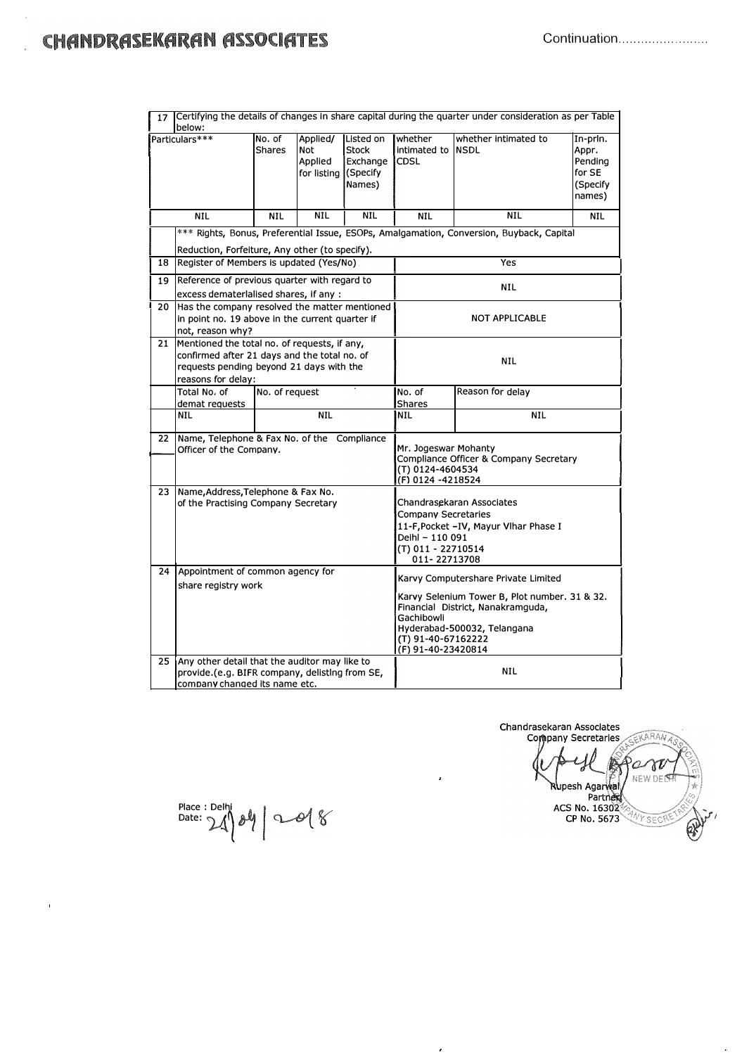# CHANDRASEKARAN ASSOCIATES

Continuation........................

| 17 | Certifying the details of changes in share capital during the quarter under consideration as per Table below: | | | | | | |
|---|---|---|---|---|---|---|---|
| | Particulars*** | No. of Shares | Applied/ Not Applied for listing | Listed on Stock Exchange (Specify Names) | whether intimated to CDSL | whether intimated to NSDL | In-prin. Appr. Pending for SE (Specify names) |
| | NIL | NIL | NIL | NIL | NIL | NIL | NIL |
| | *** Rights, Bonus, Preferential Issue, ESOPs, Amalgamation, Conversion, Buyback, Capital Reduction, Forfeiture, Any other (to specify). | | | | | | |

| | | |
|---|---|---|
| 18 | Register of Members is updated (Yes/No) | Yes |
| 19 | Reference of previous quarter with regard to excess dematerialised shares, if any : | NIL |
| 20 | Has the company resolved the matter mentioned in point no. 19 above in the current quarter if not, reason why? | NOT APPLICABLE |
| 21 | Mentioned the total no. of requests, if any, confirmed after 21 days and the total no. of requests pending beyond 21 days with the reasons for delay: | NIL |

| | Total No. of demat requests | No. of request | No. of Shares | Reason for delay |
|---|---|---|---|---|
| | NIL | NIL | NIL | NIL |

| | | |
|---|---|---|
| 22 | Name, Telephone & Fax No. of the Compliance Officer of the Company. | Mr. Jogeswar Mohanty<br>Compliance Officer & Company Secretary<br>(T) 0124-4604534<br>(F) 0124 -4218524 |
| 23 | Name,Address,Telephone & Fax No. of the Practising Company Secretary | Chandrasekaran Associates<br>Company Secretaries<br>11-F,Pocket -IV, Mayur Vihar Phase I<br>Delhi – 110 091<br>(T) 011 - 22710514<br>011- 22713708 |
| 24 | Appointment of common agency for share registry work | Karvy Computershare Private Limited<br>Karvy Selenium Tower B, Plot number. 31 & 32. Financial District, Nanakramguda, Gachibowli<br>Hyderabad-500032, Telangana<br>(T) 91-40-67162222<br>(F) 91-40-23420814 |
| 25 | Any other detail that the auditor may like to provide.(e.g. BIFR company, delisting from SE, company changed its name etc. | NIL |

Place : Delhi
Date: 21/04/2018

Chandrasekaran Associates
Company Secretaries

Rupesh Agarwal
Partner
ACS No. 16302
CP No. 5673